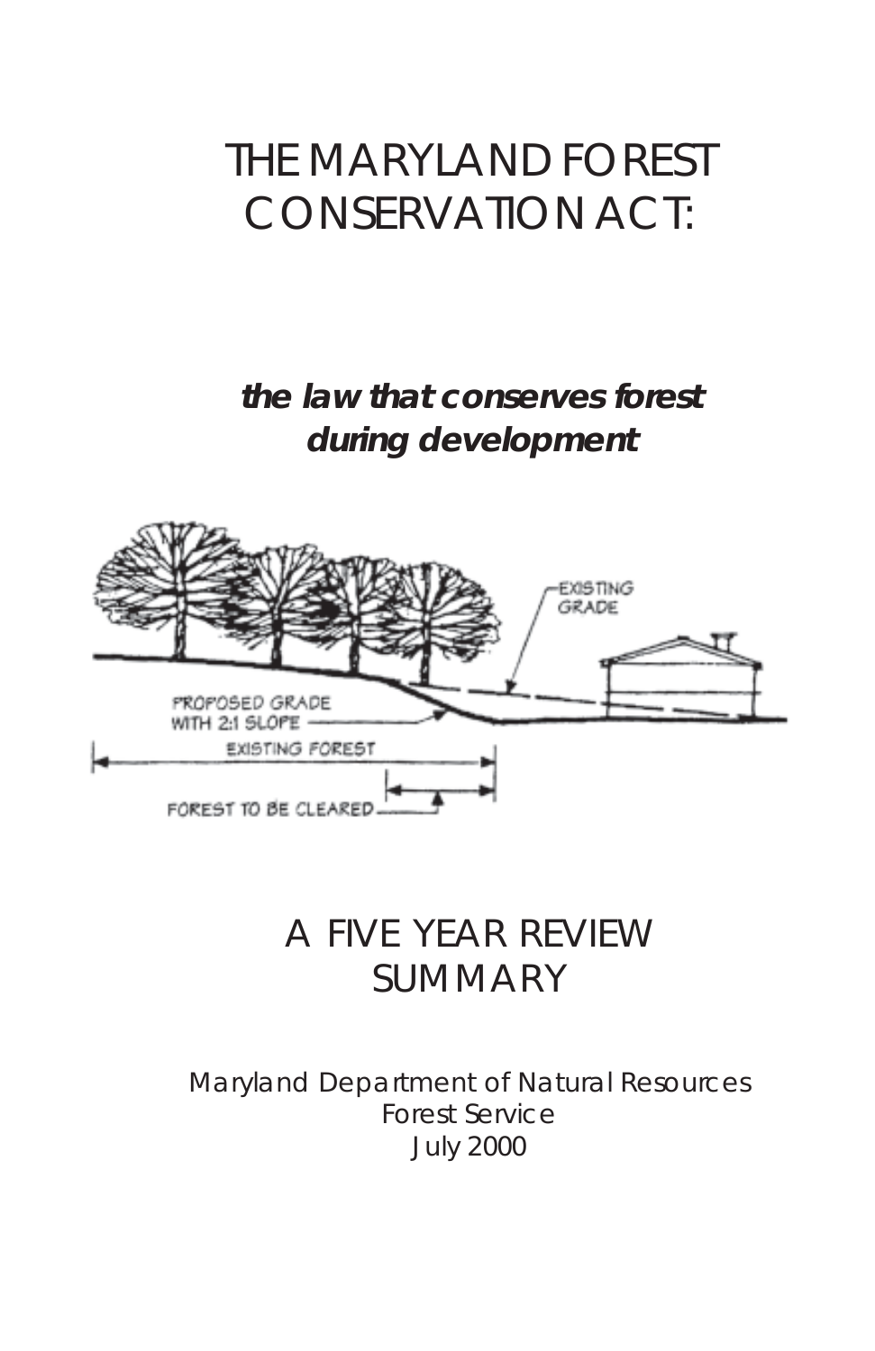# THE MARYLAND FOREST CONSERVATION ACT:

***the law that conserves forest during development***

# A FIVE YEAR REVIEW SUMMARY

Maryland Department of Natural Resources
Forest Service
July 2000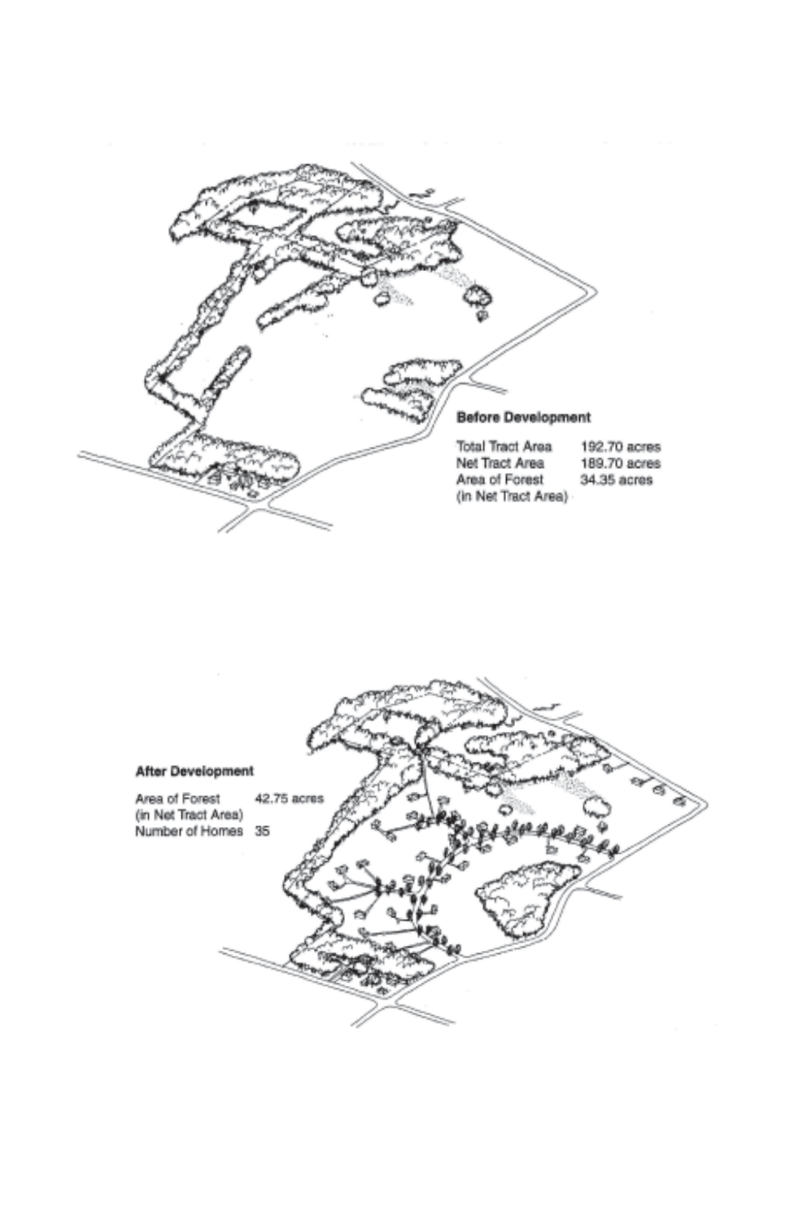**Before Development**

| | |
|---|---|
| Total Tract Area | 192.70 acres |
| Net Tract Area | 189.70 acres |
| Area of Forest (in Net Tract Area) | 34.35 acres |

**After Development**

| | |
|---|---|
| Area of Forest (in Net Tract Area) | 42.75 acres |
| Number of Homes | 35 |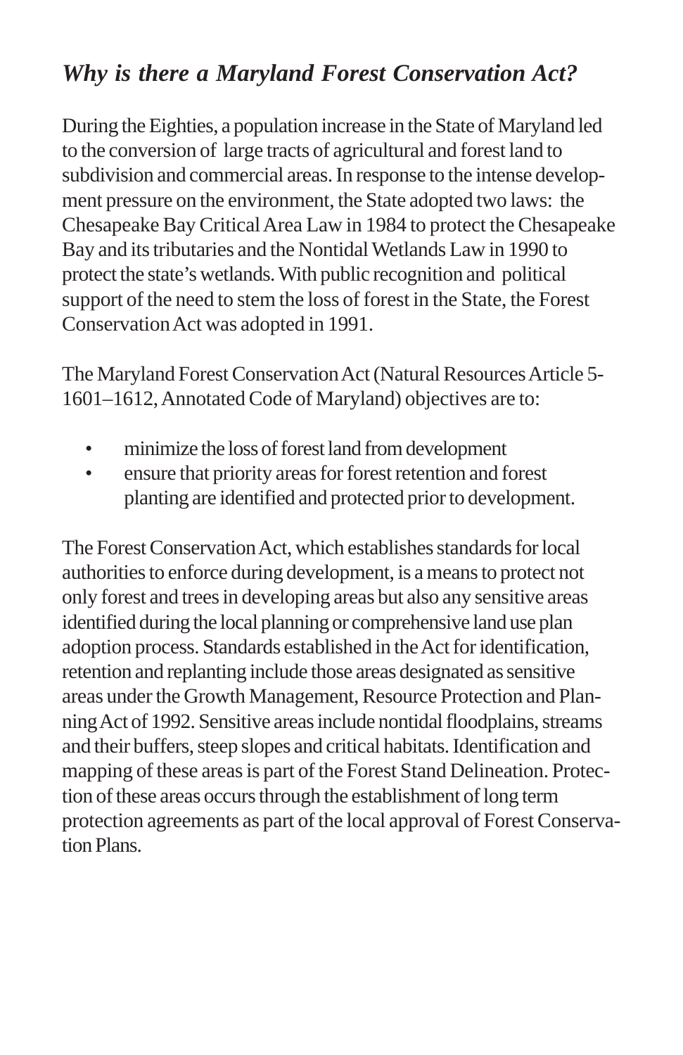## *Why is there a Maryland Forest Conservation Act?*

During the Eighties, a population increase in the State of Maryland led to the conversion of large tracts of agricultural and forest land to subdivision and commercial areas. In response to the intense development pressure on the environment, the State adopted two laws: the Chesapeake Bay Critical Area Law in 1984 to protect the Chesapeake Bay and its tributaries and the Nontidal Wetlands Law in 1990 to protect the state's wetlands. With public recognition and political support of the need to stem the loss of forest in the State, the Forest Conservation Act was adopted in 1991.

The Maryland Forest Conservation Act (Natural Resources Article 5-1601–1612, Annotated Code of Maryland) objectives are to:

- minimize the loss of forest land from development
- ensure that priority areas for forest retention and forest planting are identified and protected prior to development.

The Forest Conservation Act, which establishes standards for local authorities to enforce during development, is a means to protect not only forest and trees in developing areas but also any sensitive areas identified during the local planning or comprehensive land use plan adoption process. Standards established in the Act for identification, retention and replanting include those areas designated as sensitive areas under the Growth Management, Resource Protection and Planning Act of 1992. Sensitive areas include nontidal floodplains, streams and their buffers, steep slopes and critical habitats. Identification and mapping of these areas is part of the Forest Stand Delineation. Protection of these areas occurs through the establishment of long term protection agreements as part of the local approval of Forest Conservation Plans.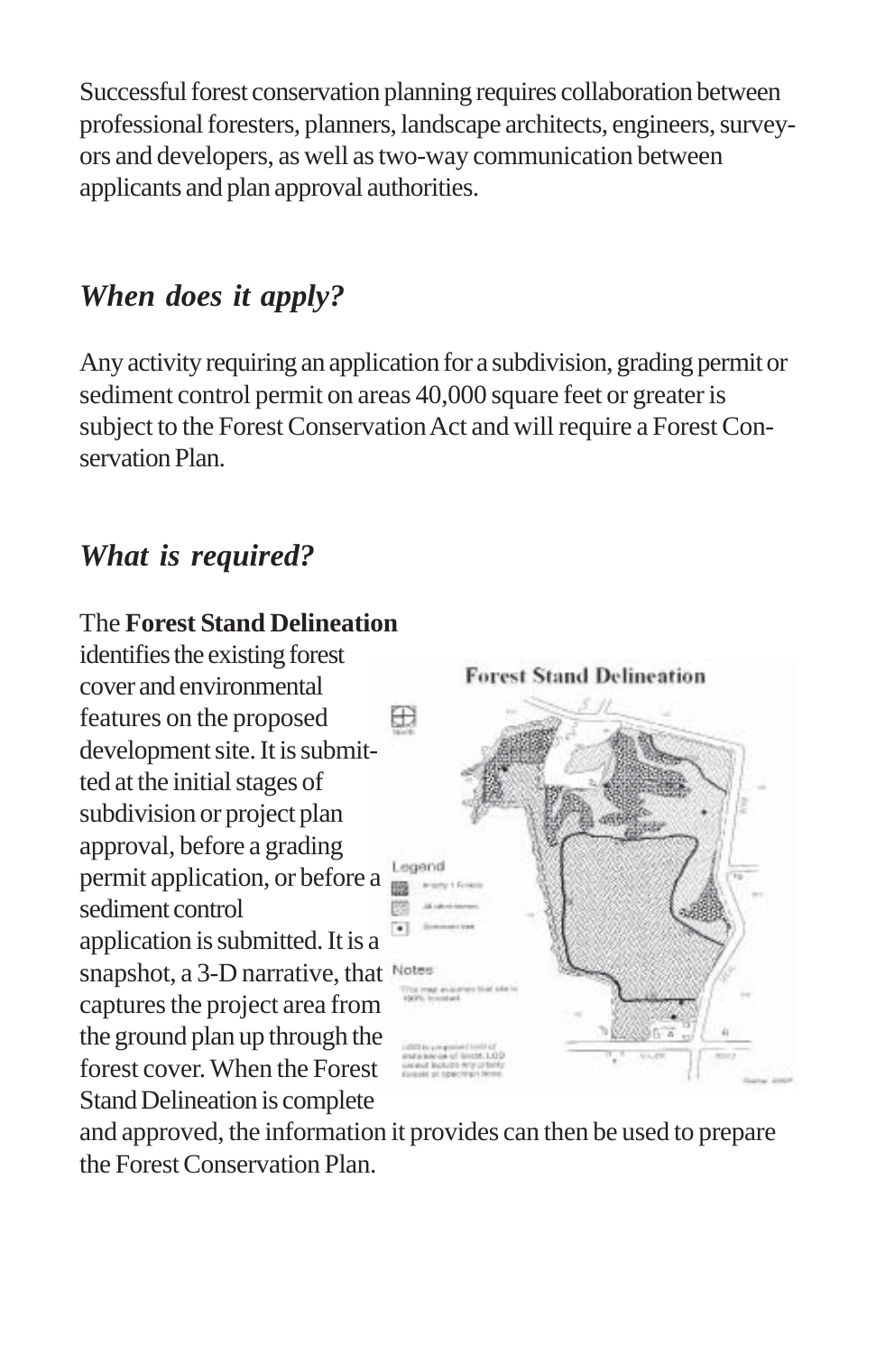Successful forest conservation planning requires collaboration between professional foresters, planners, landscape architects, engineers, surveyors and developers, as well as two-way communication between applicants and plan approval authorities.

## *When does it apply?*

Any activity requiring an application for a subdivision, grading permit or sediment control permit on areas 40,000 square feet or greater is subject to the Forest Conservation Act and will require a Forest Conservation Plan.

## *What is required?*

The **Forest Stand Delineation** identifies the existing forest cover and environmental features on the proposed development site. It is submitted at the initial stages of subdivision or project plan approval, before a grading permit application, or before a sediment control application is submitted. It is a snapshot, a 3-D narrative, that captures the project area from the ground plan up through the forest cover. When the Forest Stand Delineation is complete and approved, the information it provides can then be used to prepare the Forest Conservation Plan.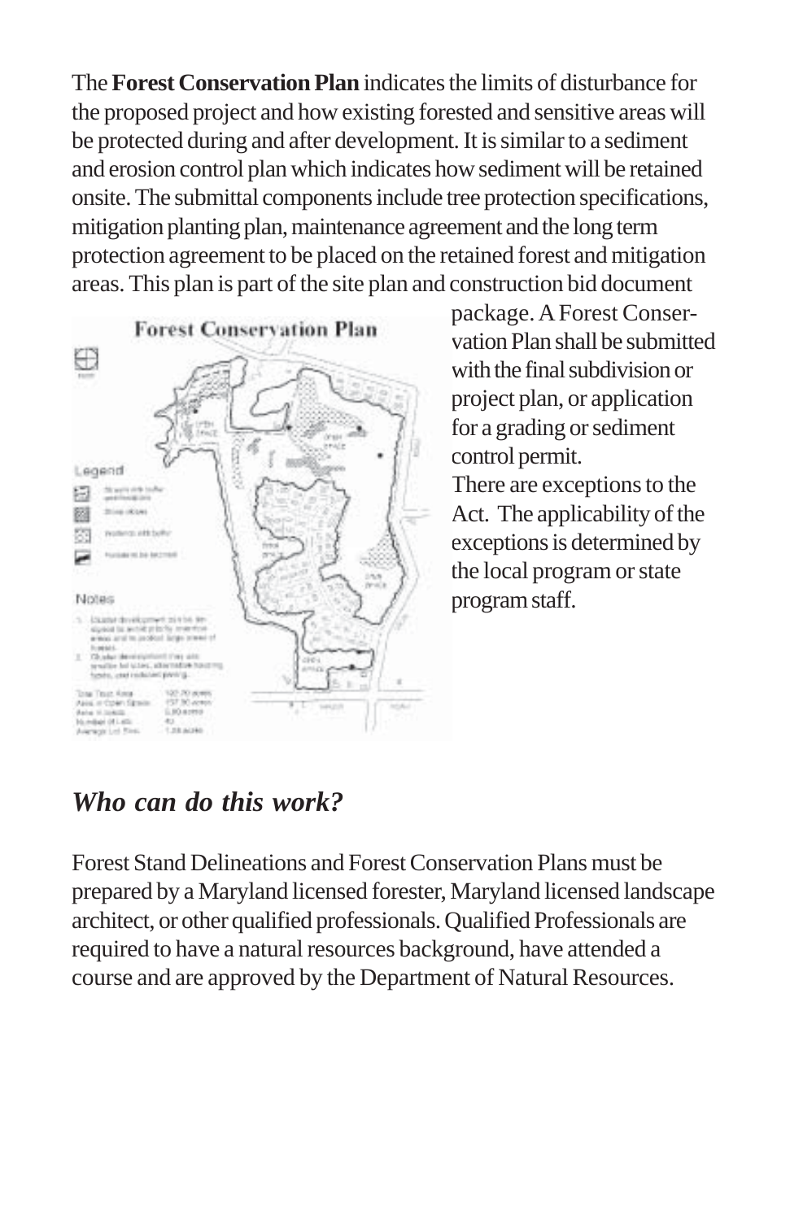The **Forest Conservation Plan** indicates the limits of disturbance for the proposed project and how existing forested and sensitive areas will be protected during and after development. It is similar to a sediment and erosion control plan which indicates how sediment will be retained onsite. The submittal components include tree protection specifications, mitigation planting plan, maintenance agreement and the long term protection agreement to be placed on the retained forest and mitigation areas. This plan is part of the site plan and construction bid document package. A Forest Conservation Plan shall be submitted with the final subdivision or project plan, or application for a grading or sediment control permit.

There are exceptions to the Act. The applicability of the exceptions is determined by the local program or state program staff.

## *Who can do this work?*

Forest Stand Delineations and Forest Conservation Plans must be prepared by a Maryland licensed forester, Maryland licensed landscape architect, or other qualified professionals. Qualified Professionals are required to have a natural resources background, have attended a course and are approved by the Department of Natural Resources.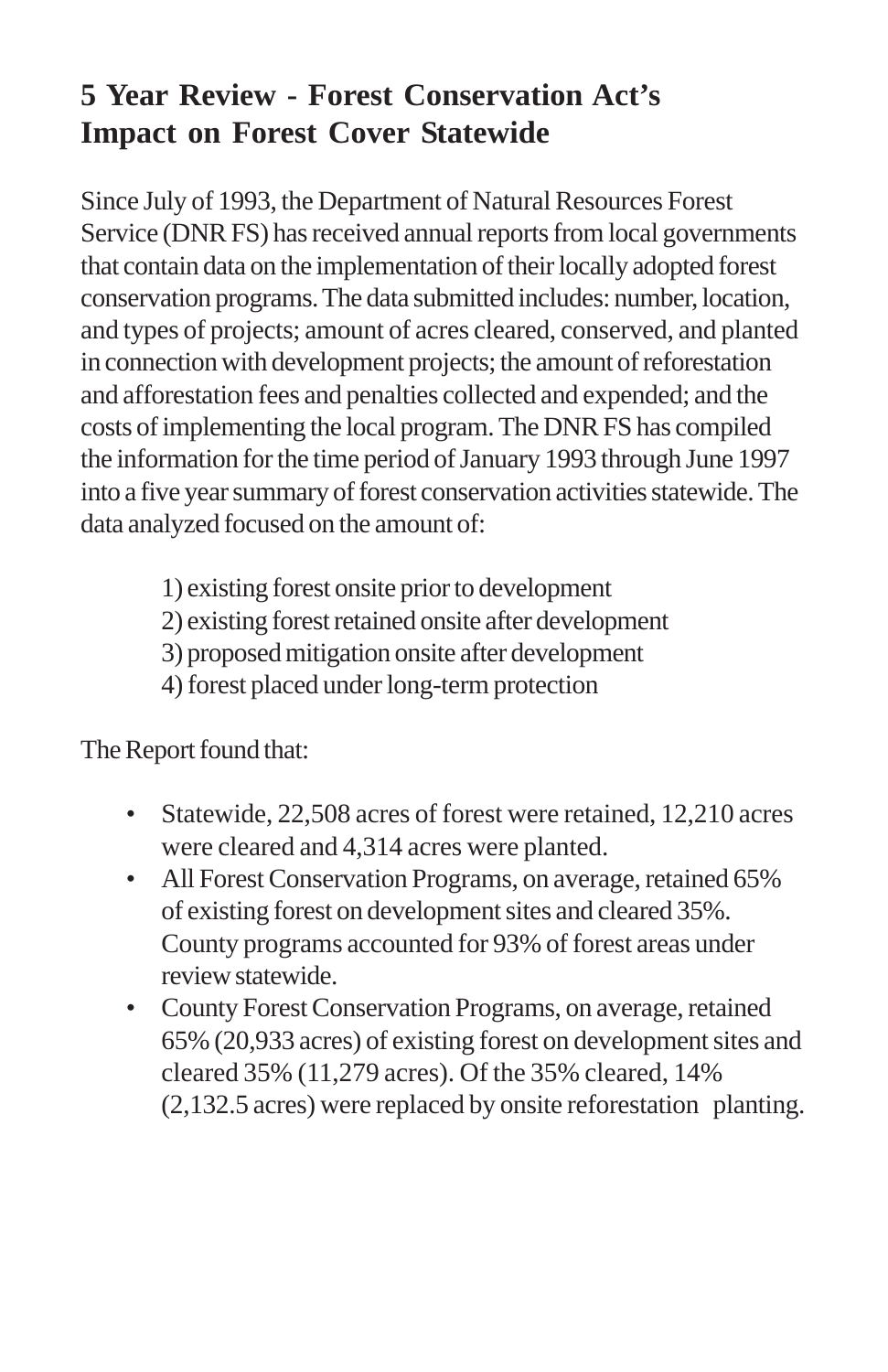## 5 Year Review - Forest Conservation Act's Impact on Forest Cover Statewide

Since July of 1993, the Department of Natural Resources Forest Service (DNR FS) has received annual reports from local governments that contain data on the implementation of their locally adopted forest conservation programs. The data submitted includes: number, location, and types of projects; amount of acres cleared, conserved, and planted in connection with development projects; the amount of reforestation and afforestation fees and penalties collected and expended; and the costs of implementing the local program. The DNR FS has compiled the information for the time period of January 1993 through June 1997 into a five year summary of forest conservation activities statewide. The data analyzed focused on the amount of:

1) existing forest onsite prior to development
2) existing forest retained onsite after development
3) proposed mitigation onsite after development
4) forest placed under long-term protection

The Report found that:

- Statewide, 22,508 acres of forest were retained, 12,210 acres were cleared and 4,314 acres were planted.
- All Forest Conservation Programs, on average, retained 65% of existing forest on development sites and cleared 35%. County programs accounted for 93% of forest areas under review statewide.
- County Forest Conservation Programs, on average, retained 65% (20,933 acres) of existing forest on development sites and cleared 35% (11,279 acres). Of the 35% cleared, 14% (2,132.5 acres) were replaced by onsite reforestation planting.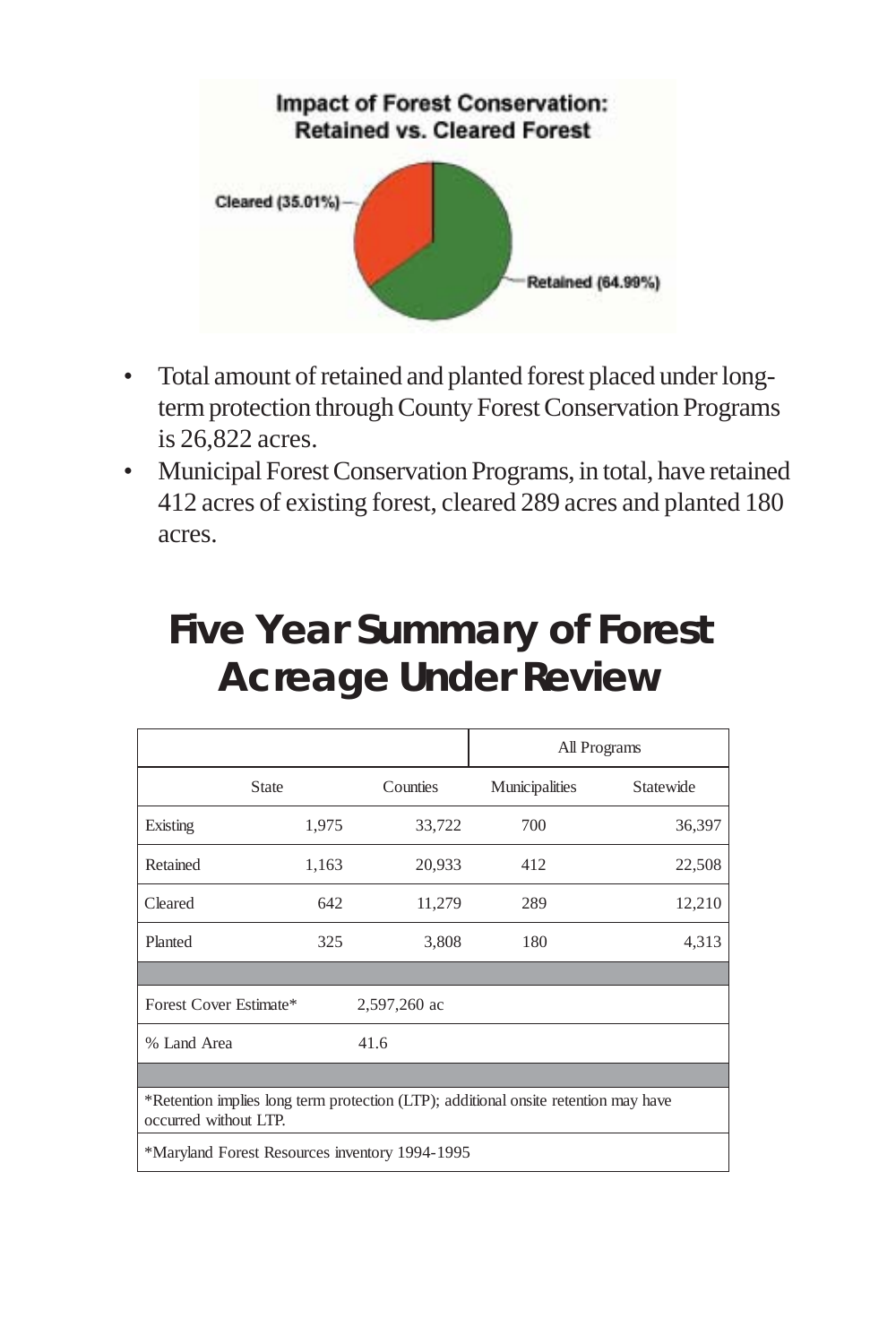**Impact of Forest Conservation: Retained vs. Cleared Forest**

Cleared (35.01%)

Retained (64.99%)

- Total amount of retained and planted forest placed under long-term protection through County Forest Conservation Programs is 26,822 acres.
- Municipal Forest Conservation Programs, in total, have retained 412 acres of existing forest, cleared 289 acres and planted 180 acres.

# Five Year Summary of Forest Acreage Under Review

| | | | All Programs | |
|---|---|---|---|---|
| | State | Counties | Municipalities | Statewide |
| Existing | 1,975 | 33,722 | 700 | 36,397 |
| Retained | 1,163 | 20,933 | 412 | 22,508 |
| Cleared | 642 | 11,279 | 289 | 12,210 |
| Planted | 325 | 3,808 | 180 | 4,313 |
| | | | | |
| Forest Cover Estimate* | 2,597,260 ac | | | |
| % Land Area | 41.6 | | | |
| | | | | |
| *Retention implies long term protection (LTP); additional onsite retention may have occurred without LTP. | | | | |
| *Maryland Forest Resources inventory 1994-1995 | | | | |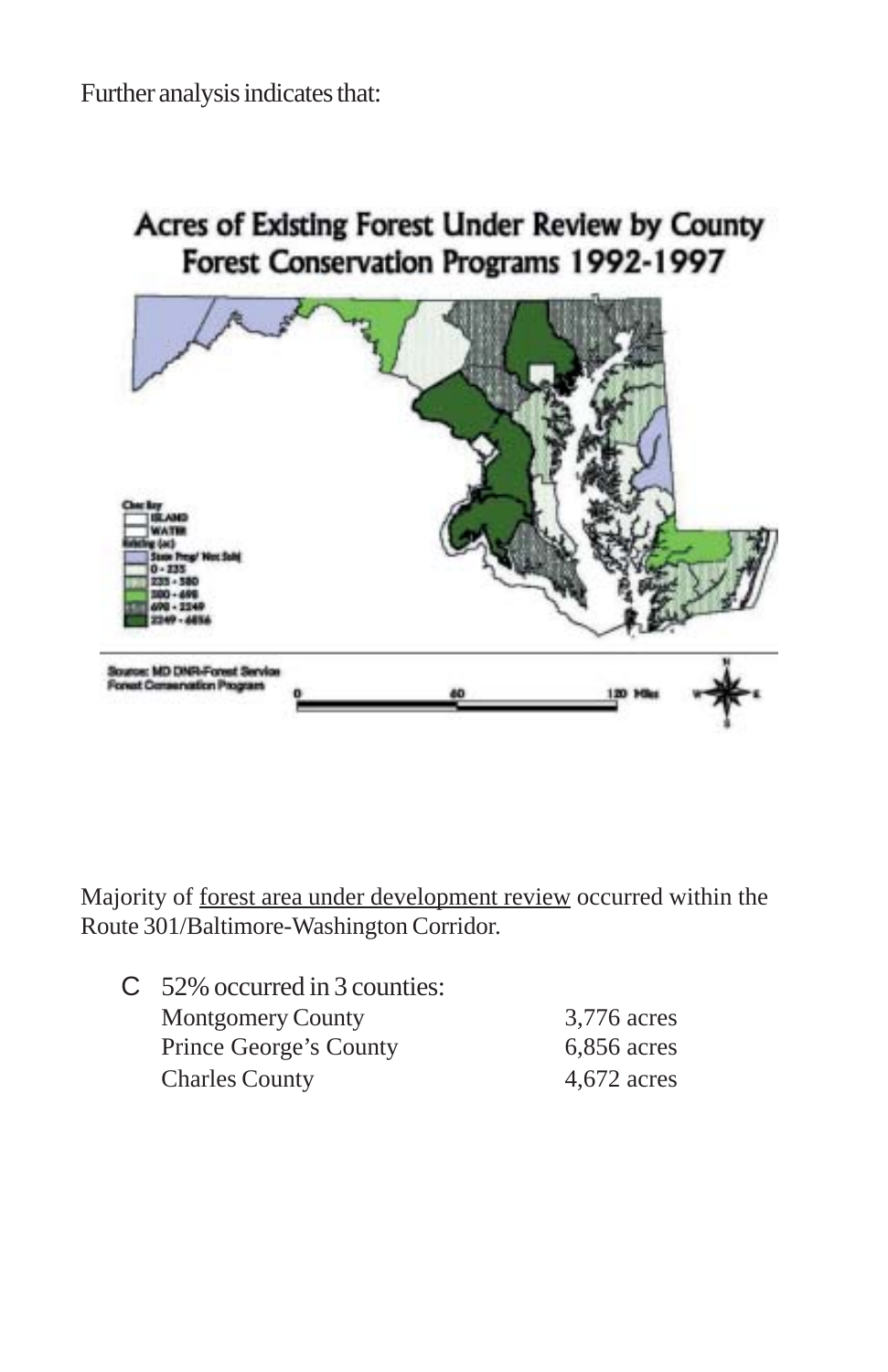Further analysis indicates that:

Majority of forest area under development review occurred within the Route 301/Baltimore-Washington Corridor.

- 52% occurred in 3 counties:

| | |
|---|---|
| Montgomery County | 3,776 acres |
| Prince George's County | 6,856 acres |
| Charles County | 4,672 acres |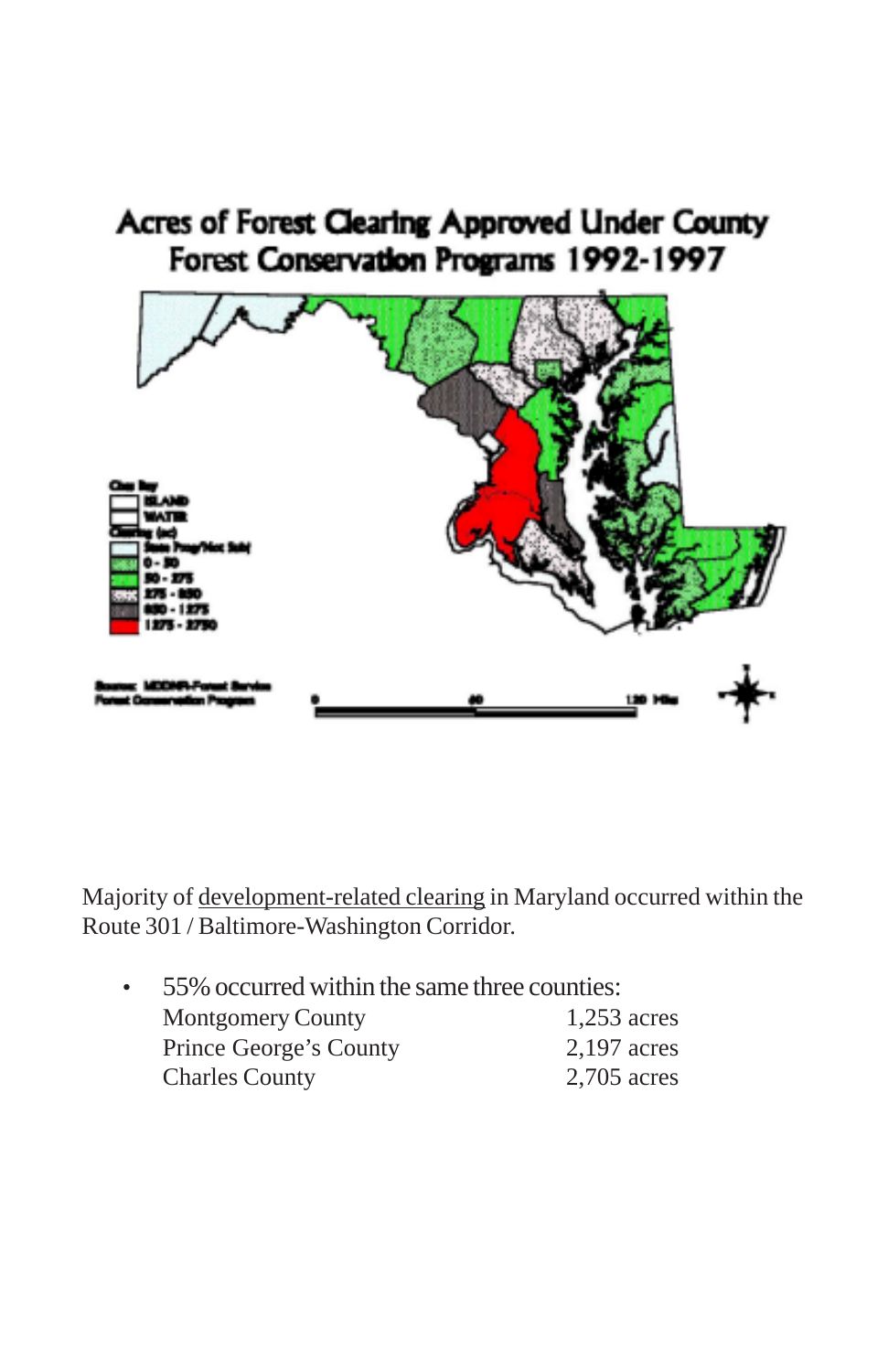## Acres of Forest Clearing Approved Under County Forest Conservation Programs 1992-1997

Majority of development-related clearing in Maryland occurred within the Route 301 / Baltimore-Washington Corridor.

- 55% occurred within the same three counties:

| | |
|---|---|
| Montgomery County | 1,253 acres |
| Prince George's County | 2,197 acres |
| Charles County | 2,705 acres |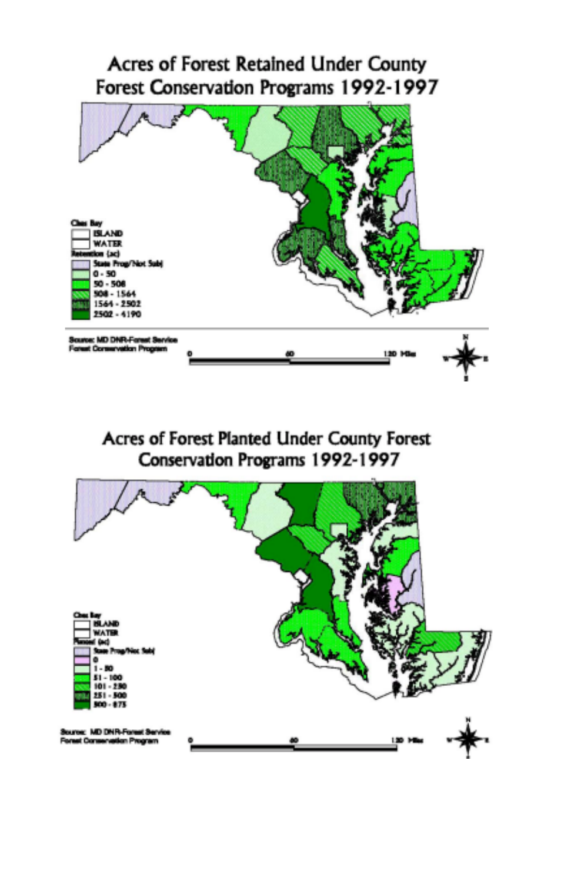# Acres of Forest Retained Under County Forest Conservation Programs 1992-1997

Ches Bay
- ISLAND
- WATER

Retention (ac)
- State Prog/Not Subj
- 0 - 50
- 50 - 508
- 508 - 1564
- 1564 - 2502
- 2502 - 4190

Source: MD DNR-Forest Service Forest Conservation Program

0 60 120 Miles

# Acres of Forest Planted Under County Forest Conservation Programs 1992-1997

Ches Bay
- ISLAND
- WATER

Planted (ac)
- State Prog/Not Subj
- 0
- 1 - 50
- 51 - 100
- 101 - 250
- 251 - 500
- 500 - 875

Source: MD DNR-Forest Service Forest Conservation Program

0 60 120 Miles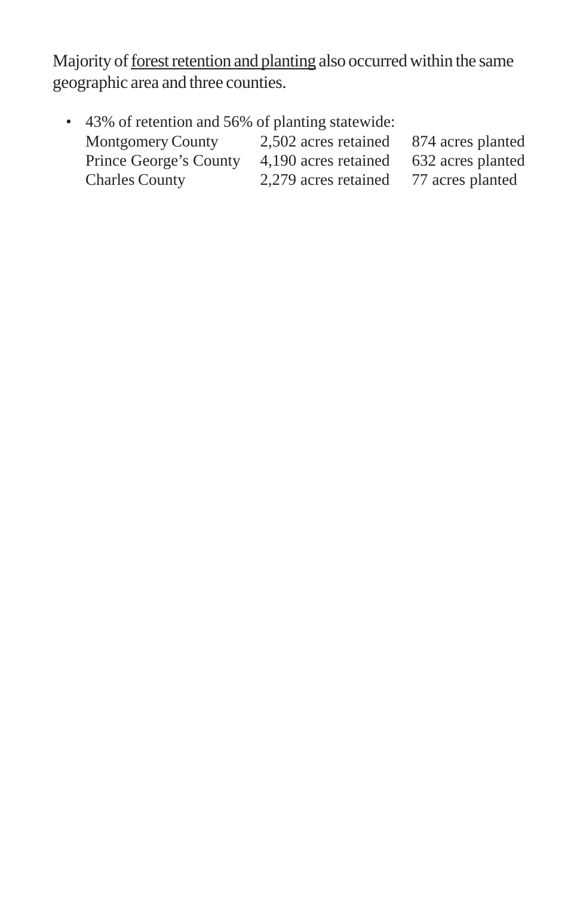Majority of <u>forest retention and planting</u> also occurred within the same geographic area and three counties.

- 43% of retention and 56% of planting statewide:

| | | |
|---|---|---|
| Montgomery County | 2,502 acres retained | 874 acres planted |
| Prince George's County | 4,190 acres retained | 632 acres planted |
| Charles County | 2,279 acres retained | 77 acres planted |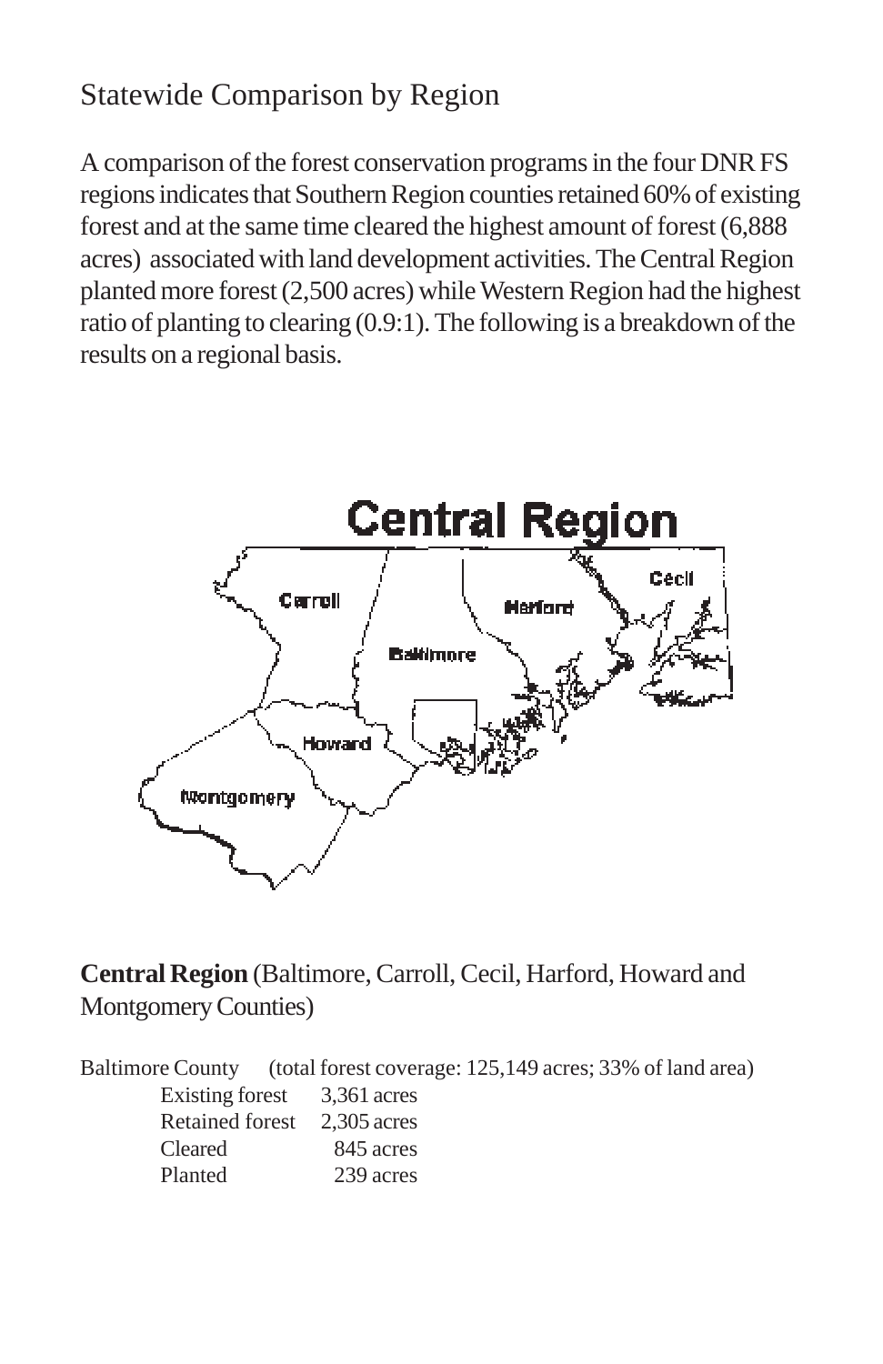## Statewide Comparison by Region

A comparison of the forest conservation programs in the four DNR FS regions indicates that Southern Region counties retained 60% of existing forest and at the same time cleared the highest amount of forest (6,888 acres) associated with land development activities. The Central Region planted more forest (2,500 acres) while Western Region had the highest ratio of planting to clearing (0.9:1). The following is a breakdown of the results on a regional basis.

**Central Region** (Baltimore, Carroll, Cecil, Harford, Howard and Montgomery Counties)

Baltimore County (total forest coverage: 125,149 acres; 33% of land area)

| | |
|---|---|
| Existing forest | 3,361 acres |
| Retained forest | 2,305 acres |
| Cleared | 845 acres |
| Planted | 239 acres |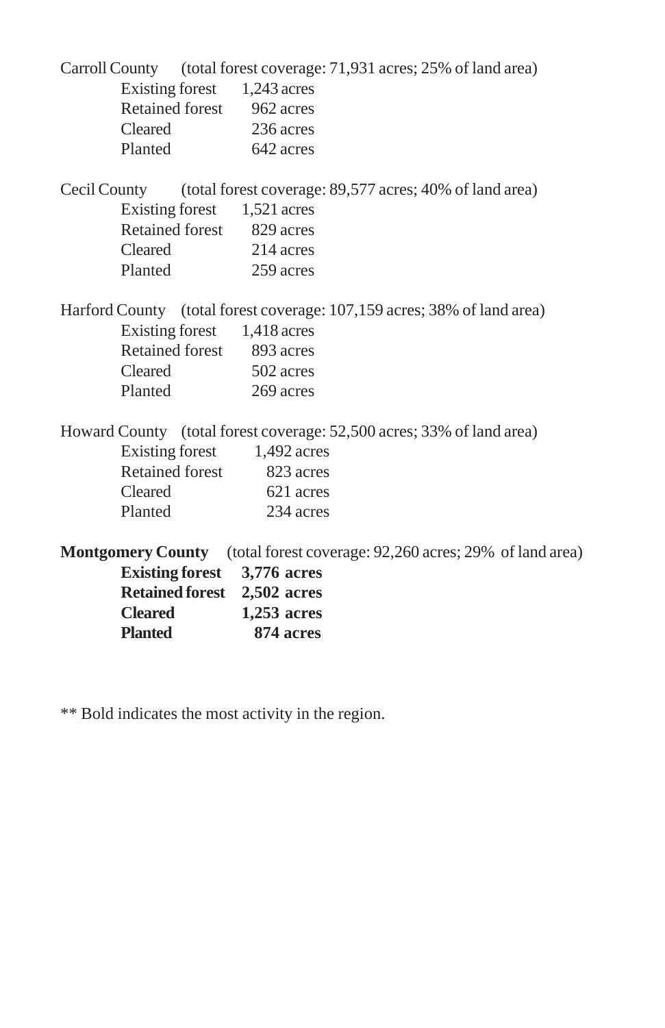Carroll County (total forest coverage: 71,931 acres; 25% of land area)

| | |
|---|---|
| Existing forest | 1,243 acres |
| Retained forest | 962 acres |
| Cleared | 236 acres |
| Planted | 642 acres |

Cecil County (total forest coverage: 89,577 acres; 40% of land area)

| | |
|---|---|
| Existing forest | 1,521 acres |
| Retained forest | 829 acres |
| Cleared | 214 acres |
| Planted | 259 acres |

Harford County (total forest coverage: 107,159 acres; 38% of land area)

| | |
|---|---|
| Existing forest | 1,418 acres |
| Retained forest | 893 acres |
| Cleared | 502 acres |
| Planted | 269 acres |

Howard County (total forest coverage: 52,500 acres; 33% of land area)

| | |
|---|---|
| Existing forest | 1,492 acres |
| Retained forest | 823 acres |
| Cleared | 621 acres |
| Planted | 234 acres |

**Montgomery County** (total forest coverage: 92,260 acres; 29% of land area)

| | |
|---|---|
| **Existing forest** | **3,776 acres** |
| **Retained forest** | **2,502 acres** |
| **Cleared** | **1,253 acres** |
| **Planted** | **874 acres** |

** Bold indicates the most activity in the region.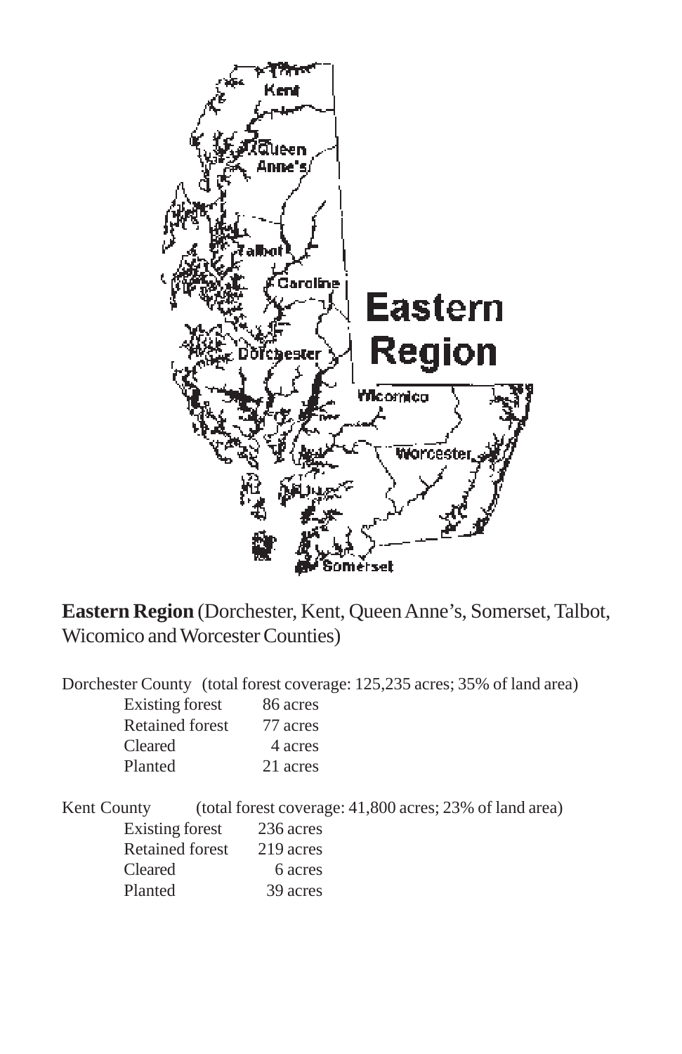**Eastern Region** (Dorchester, Kent, Queen Anne's, Somerset, Talbot, Wicomico and Worcester Counties)

Dorchester County (total forest coverage: 125,235 acres; 35% of land area)

| | |
|---|---|
| Existing forest | 86 acres |
| Retained forest | 77 acres |
| Cleared | 4 acres |
| Planted | 21 acres |

Kent County (total forest coverage: 41,800 acres; 23% of land area)

| | |
|---|---|
| Existing forest | 236 acres |
| Retained forest | 219 acres |
| Cleared | 6 acres |
| Planted | 39 acres |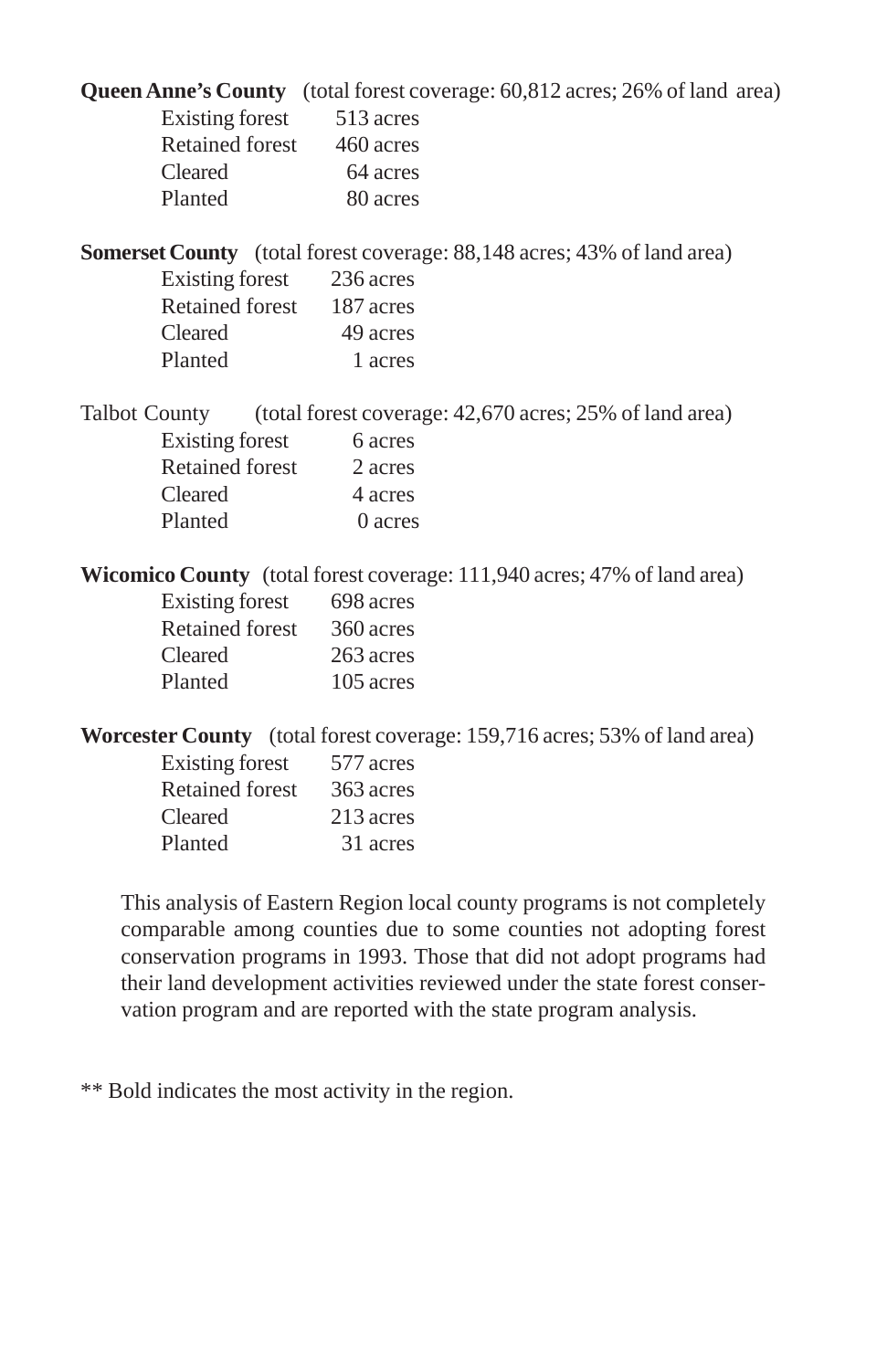**Queen Anne's County** (total forest coverage: 60,812 acres; 26% of land area)

Existing forest 513 acres
Retained forest 460 acres
Cleared 64 acres
Planted 80 acres

**Somerset County** (total forest coverage: 88,148 acres; 43% of land area)

Existing forest 236 acres
Retained forest 187 acres
Cleared 49 acres
Planted 1 acres

Talbot County (total forest coverage: 42,670 acres; 25% of land area)

Existing forest 6 acres
Retained forest 2 acres
Cleared 4 acres
Planted 0 acres

**Wicomico County** (total forest coverage: 111,940 acres; 47% of land area)

Existing forest 698 acres
Retained forest 360 acres
Cleared 263 acres
Planted 105 acres

**Worcester County** (total forest coverage: 159,716 acres; 53% of land area)

Existing forest 577 acres
Retained forest 363 acres
Cleared 213 acres
Planted 31 acres

This analysis of Eastern Region local county programs is not completely comparable among counties due to some counties not adopting forest conservation programs in 1993. Those that did not adopt programs had their land development activities reviewed under the state forest conservation program and are reported with the state program analysis.

** Bold indicates the most activity in the region.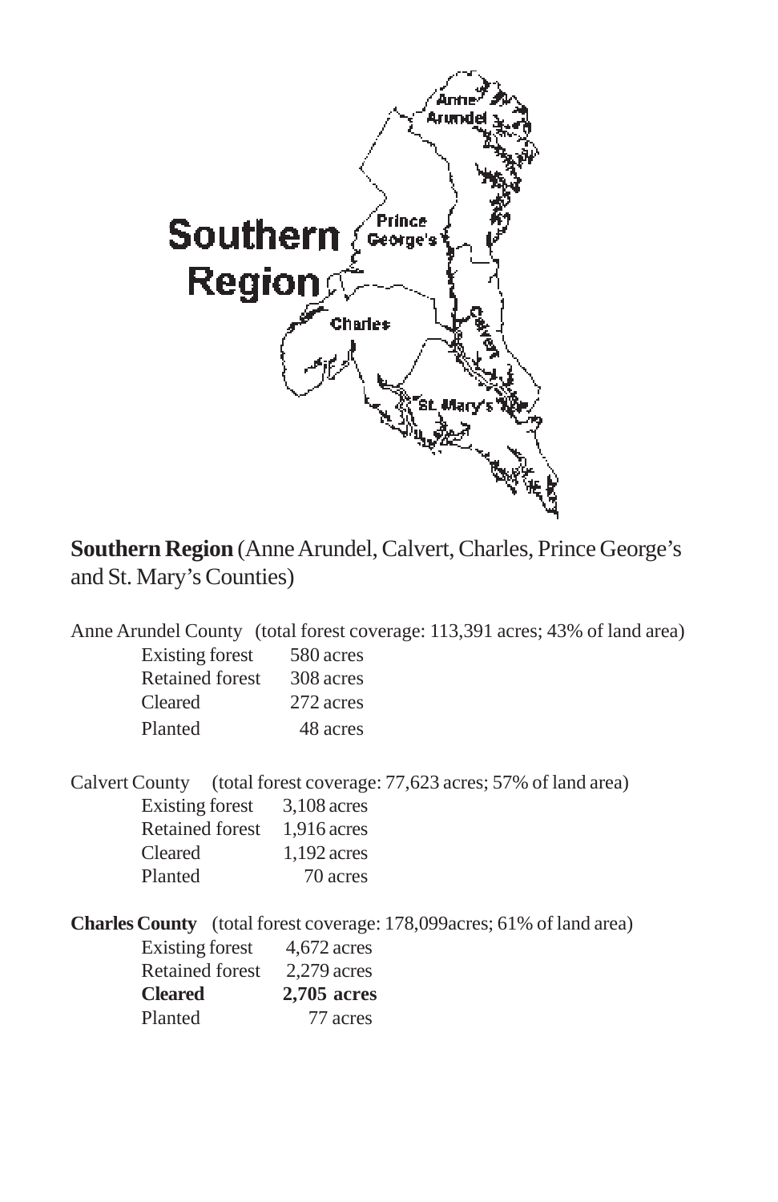**Southern Region** (Anne Arundel, Calvert, Charles, Prince George's and St. Mary's Counties)

Anne Arundel County (total forest coverage: 113,391 acres; 43% of land area)

| | |
|---|---|
| Existing forest | 580 acres |
| Retained forest | 308 acres |
| Cleared | 272 acres |
| Planted | 48 acres |

Calvert County (total forest coverage: 77,623 acres; 57% of land area)

| | |
|---|---|
| Existing forest | 3,108 acres |
| Retained forest | 1,916 acres |
| Cleared | 1,192 acres |
| Planted | 70 acres |

**Charles County** (total forest coverage: 178,099acres; 61% of land area)

| | |
|---|---|
| Existing forest | 4,672 acres |
| Retained forest | 2,279 acres |
| **Cleared** | **2,705 acres** |
| Planted | 77 acres |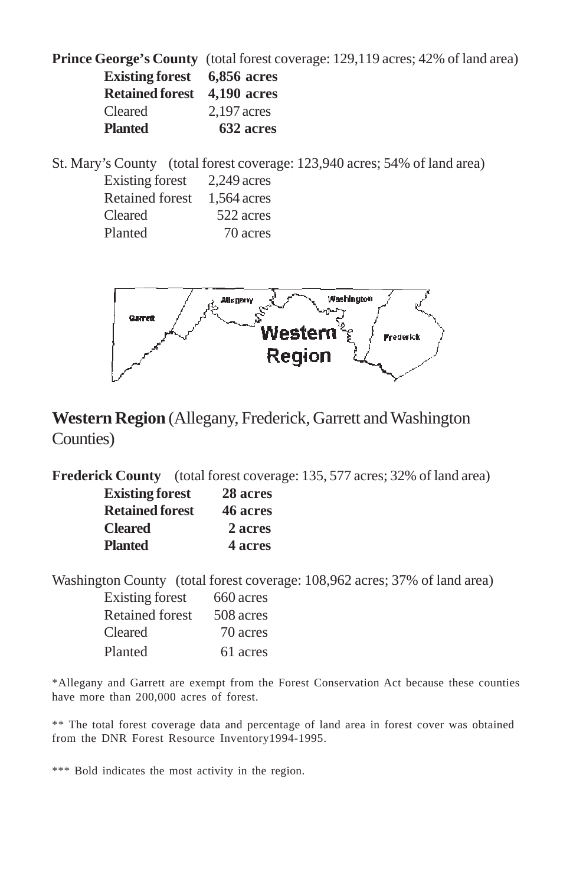**Prince George's County** (total forest coverage: 129,119 acres; 42% of land area)

| | |
|---|---|
| **Existing forest** | **6,856 acres** |
| **Retained forest** | **4,190 acres** |
| Cleared | 2,197 acres |
| **Planted** | **632 acres** |

St. Mary's County (total forest coverage: 123,940 acres; 54% of land area)

| | |
|---|---|
| Existing forest | 2,249 acres |
| Retained forest | 1,564 acres |
| Cleared | 522 acres |
| Planted | 70 acres |

## **Western Region** (Allegany, Frederick, Garrett and Washington Counties)

**Frederick County** (total forest coverage: 135, 577 acres; 32% of land area)

| | |
|---|---|
| **Existing forest** | **28 acres** |
| **Retained forest** | **46 acres** |
| **Cleared** | **2 acres** |
| **Planted** | **4 acres** |

Washington County (total forest coverage: 108,962 acres; 37% of land area)

| | |
|---|---|
| Existing forest | 660 acres |
| Retained forest | 508 acres |
| Cleared | 70 acres |
| Planted | 61 acres |

*Allegany and Garrett are exempt from the Forest Conservation Act because these counties have more than 200,000 acres of forest.

** The total forest coverage data and percentage of land area in forest cover was obtained from the DNR Forest Resource Inventory1994-1995.

*** Bold indicates the most activity in the region.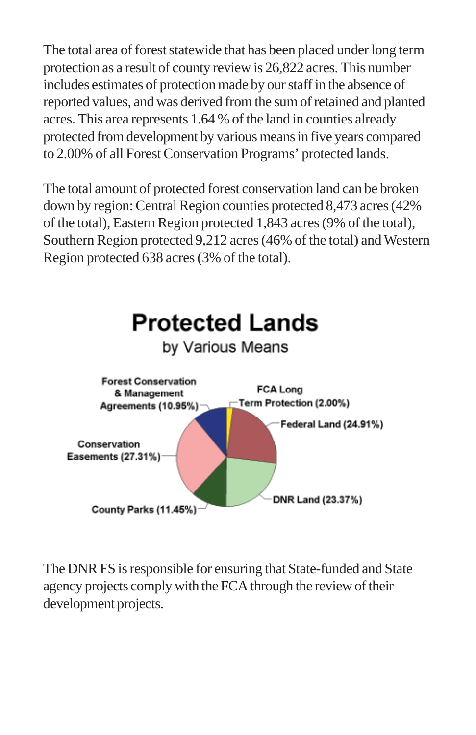The total area of forest statewide that has been placed under long term protection as a result of county review is 26,822 acres. This number includes estimates of protection made by our staff in the absence of reported values, and was derived from the sum of retained and planted acres. This area represents 1.64 % of the land in counties already protected from development by various means in five years compared to 2.00% of all Forest Conservation Programs' protected lands.

The total amount of protected forest conservation land can be broken down by region: Central Region counties protected 8,473 acres (42% of the total), Eastern Region protected 1,843 acres (9% of the total), Southern Region protected 9,212 acres (46% of the total) and Western Region protected 638 acres (3% of the total).

**Protected Lands**

by Various Means

- Forest Conservation & Management Agreements (10.95%)
- FCA Long Term Protection (2.00%)
- Federal Land (24.91%)
- Conservation Easements (27.31%)
- DNR Land (23.37%)
- County Parks (11.45%)

The DNR FS is responsible for ensuring that State-funded and State agency projects comply with the FCA through the review of their development projects.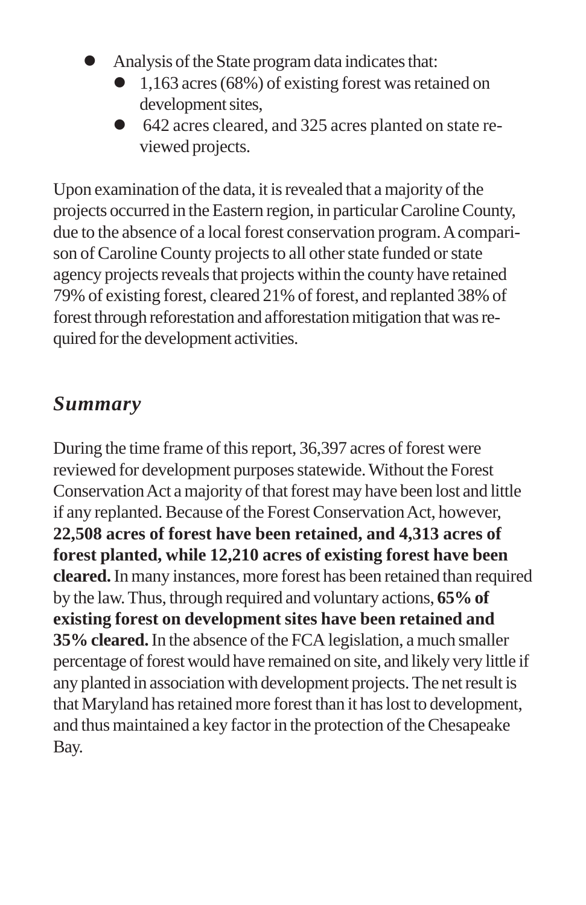- Analysis of the State program data indicates that:
  - 1,163 acres (68%) of existing forest was retained on development sites,
  - 642 acres cleared, and 325 acres planted on state reviewed projects.

Upon examination of the data, it is revealed that a majority of the projects occurred in the Eastern region, in particular Caroline County, due to the absence of a local forest conservation program. A comparison of Caroline County projects to all other state funded or state agency projects reveals that projects within the county have retained 79% of existing forest, cleared 21% of forest, and replanted 38% of forest through reforestation and afforestation mitigation that was required for the development activities.

## *Summary*

During the time frame of this report, 36,397 acres of forest were reviewed for development purposes statewide. Without the Forest Conservation Act a majority of that forest may have been lost and little if any replanted. Because of the Forest Conservation Act, however, **22,508 acres of forest have been retained, and 4,313 acres of forest planted, while 12,210 acres of existing forest have been cleared.** In many instances, more forest has been retained than required by the law. Thus, through required and voluntary actions, **65% of existing forest on development sites have been retained and 35% cleared.** In the absence of the FCA legislation, a much smaller percentage of forest would have remained on site, and likely very little if any planted in association with development projects. The net result is that Maryland has retained more forest than it has lost to development, and thus maintained a key factor in the protection of the Chesapeake Bay.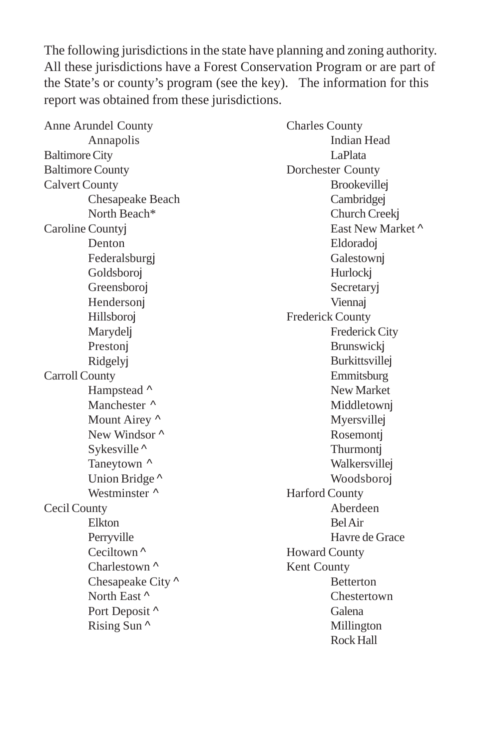The following jurisdictions in the state have planning and zoning authority. All these jurisdictions have a Forest Conservation Program or are part of the State's or county's program (see the key). The information for this report was obtained from these jurisdictions.

- Anne Arundel County
  - Annapolis
- Baltimore City
- Baltimore County
- Calvert County
  - Chesapeake Beach
  - North Beach*
- Caroline Countyj
  - Denton
  - Federalsburgj
  - Goldsboroj
  - Greensboroj
  - Hendersonj
  - Hillsboroj
  - Marydelj
  - Prestonj
  - Ridgelyj
- Carroll County
  - Hampstead ^
  - Manchester ^
  - Mount Airey ^
  - New Windsor ^
  - Sykesville ^
  - Taneytown ^
  - Union Bridge ^
  - Westminster ^
- Cecil County
  - Elkton
  - Perryville
  - Ceciltown ^
  - Charlestown ^
  - Chesapeake City ^
  - North East ^
  - Port Deposit ^
  - Rising Sun ^
- Charles County
  - Indian Head
  - LaPlata
- Dorchester County
  - Brookevillej
  - Cambridgej
  - Church Creekj
  - East New Market ^
  - Eldoradoj
  - Galestownj
  - Hurlockj
  - Secretaryj
  - Viennaj
- Frederick County
  - Frederick City
  - Brunswickj
  - Burkittsvillej
  - Emmitsburg
  - New Market
  - Middletownj
  - Myersvillej
  - Rosemontj
  - Thurmontj
  - Walkersvillej
  - Woodsboroj
- Harford County
  - Aberdeen
  - Bel Air
  - Havre de Grace
- Howard County
- Kent County
  - Betterton
  - Chestertown
  - Galena
  - Millington
  - Rock Hall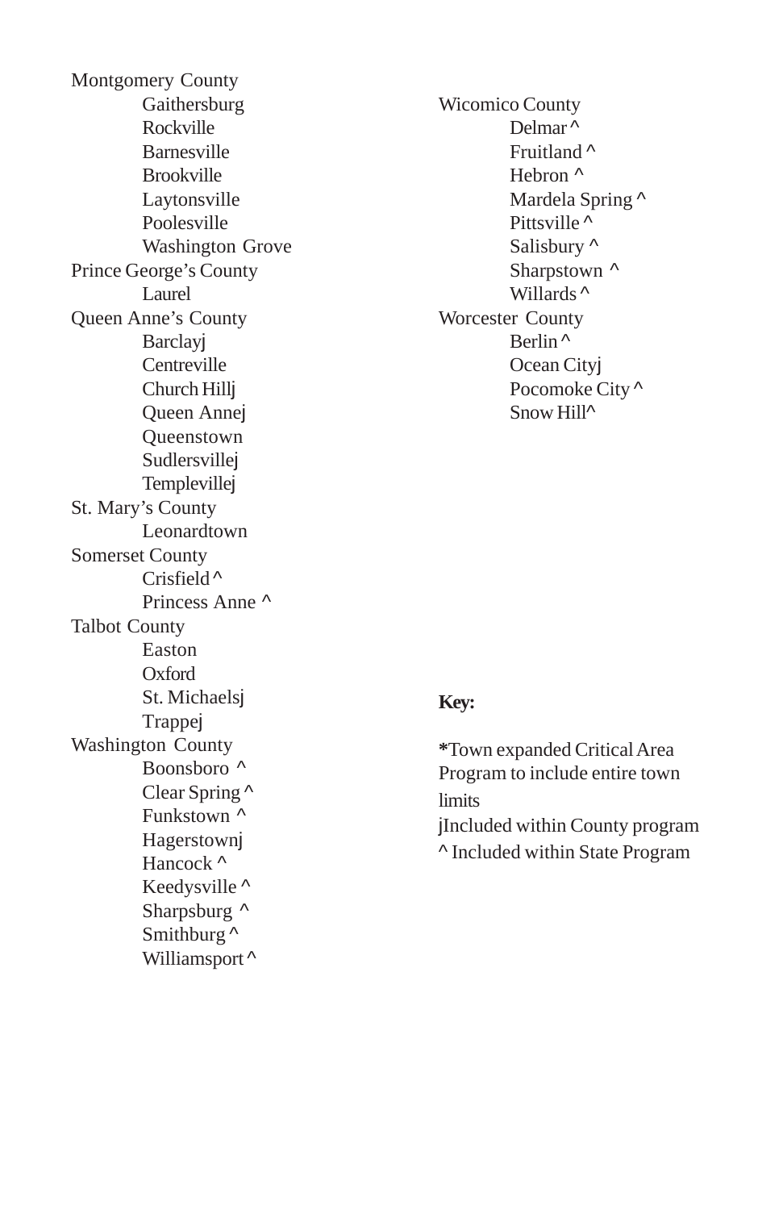Montgomery County
- Gaithersburg
- Rockville
- Barnesville
- Brookville
- Laytonsville
- Poolesville
- Washington Grove

Prince George's County
- Laurel

Queen Anne's County
- Barclayj
- Centreville
- Church Hillj
- Queen Annej
- Queenstown
- Sudlersvillej
- Templevillej

St. Mary's County
- Leonardtown

Somerset County
- Crisfield ^
- Princess Anne ^

Talbot County
- Easton
- Oxford
- St. Michaelsj
- Trappej

Washington County
- Boonsboro ^
- Clear Spring ^
- Funkstown ^
- Hagerstownj
- Hancock ^
- Keedysville ^
- Sharpsburg ^
- Smithburg ^
- Williamsport ^

Wicomico County
- Delmar ^
- Fruitland ^
- Hebron ^
- Mardela Spring ^
- Pittsville ^
- Salisbury ^
- Sharpstown ^
- Willards ^

Worcester County
- Berlin ^
- Ocean Cityj
- Pocomoke City ^
- Snow Hill^

**Key:**

*Town expanded Critical Area Program to include entire town limits

jIncluded within County program

^ Included within State Program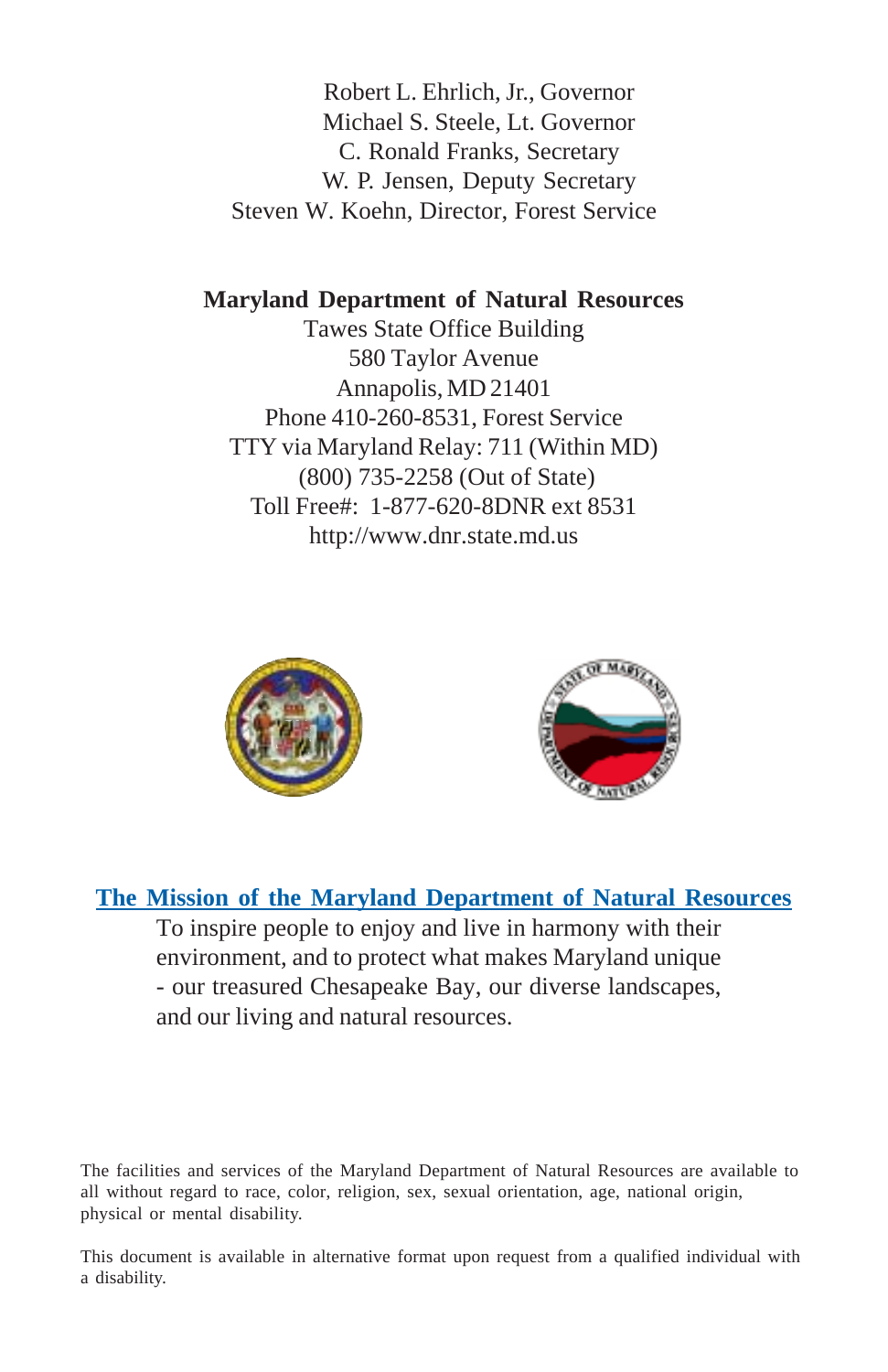Robert L. Ehrlich, Jr., Governor
Michael S. Steele, Lt. Governor
C. Ronald Franks, Secretary
W. P. Jensen, Deputy Secretary
Steven W. Koehn, Director, Forest Service

**Maryland Department of Natural Resources**
Tawes State Office Building
580 Taylor Avenue
Annapolis, MD 21401
Phone 410-260-8531, Forest Service
TTY via Maryland Relay: 711 (Within MD)
(800) 735-2258 (Out of State)
Toll Free#: 1-877-620-8DNR ext 8531
http://www.dnr.state.md.us

## The Mission of the Maryland Department of Natural Resources

To inspire people to enjoy and live in harmony with their environment, and to protect what makes Maryland unique - our treasured Chesapeake Bay, our diverse landscapes, and our living and natural resources.

The facilities and services of the Maryland Department of Natural Resources are available to all without regard to race, color, religion, sex, sexual orientation, age, national origin, physical or mental disability.

This document is available in alternative format upon request from a qualified individual with a disability.